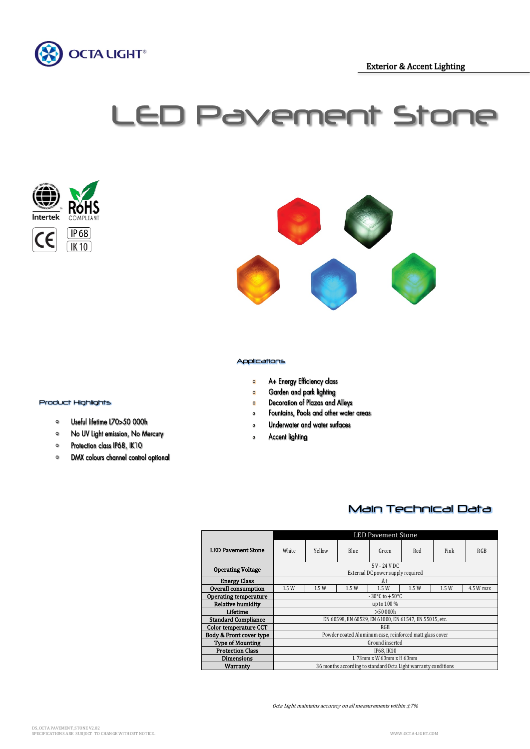Exterior & Accent Lighting

# LED Pavement Stone

## Applications

- A+ Energy Efficiency class
- Garden and park lighting
- Decoration of Plazas and Alleys
- Fountains, Pools and other water areas
- Underwater and water surfaces
- Accent lighting

## Product Highlights

- Useful lifetime L70>50 000h
- No UV Light emission, No Mercury
- Protection class IP68, IK10
- DMX colours channel control optional

## Main Technical Data

| LED Pavement Stone | LED Pavement Stone | | | | | | |
|---|---|---|---|---|---|---|---|
| | White | Yellow | Blue | Green | Red | Pink | RGB |
| **Operating Voltage** | 5 V - 24 V DC<br>External DC power supply required | | | | | | |
| **Energy Class** | A+ | | | | | | |
| **Overall consumption** | 1.5 W | 1.5 W | 1.5 W | 1.5 W | 1.5 W | 1.5 W | 4.5 W max |
| **Operating temperature** | - 30°C to + 50°C | | | | | | |
| **Relative humidity** | up to 100 % | | | | | | |
| **Lifetime** | >50 000h | | | | | | |
| **Standard Compliance** | EN 60598, EN 60529, EN 61000, EN 61547, EN 55015, etc. | | | | | | |
| **Color temperature CCT** | RGB | | | | | | |
| **Body & Front cover type** | Powder coated Aluminum case, reinforced matt glass cover | | | | | | |
| **Type of Mounting** | Ground inserted | | | | | | |
| **Protection Class** | IP68, IK10 | | | | | | |
| **Dimensions** | L 73mm x W 63mm x H 63mm | | | | | | |
| **Warranty** | 36 months according to standard Octa Light warranty conditions | | | | | | |

*Octa Light maintains accuracy on all measurements within ±7%*

DS_OCTA PAVEMENT_STONE V2.02
SPECIFICATIONS ARE SUBJECT TO CHANGE WITHOUT NOTICE.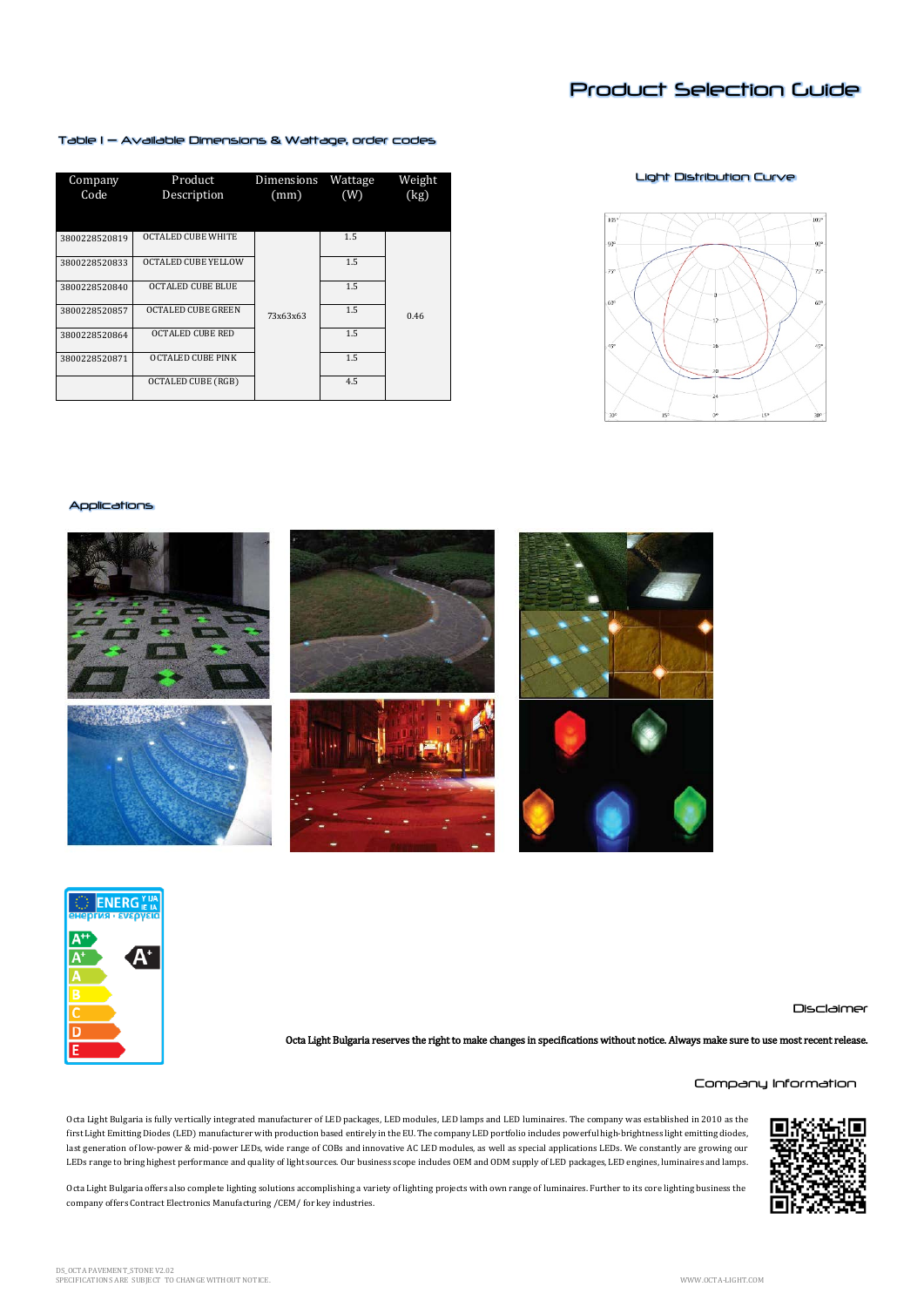# Product Selection Guide

## Table I – Available Dimensions & Wattage, order codes

| Company Code | Product Description | Dimensions (mm) | Wattage (W) | Weight (kg) |
|---|---|---|---|---|
| 3800228520819 | OCTALED CUBE WHITE | 73x63x63 | 1.5 | 0.46 |
| 3800228520833 | OCTALED CUBE YELLOW | | 1.5 | |
| 3800228520840 | OCTALED CUBE BLUE | | 1.5 | |
| 3800228520857 | OCTALED CUBE GREEN | | 1.5 | |
| 3800228520864 | OCTALED CUBE RED | | 1.5 | |
| 3800228520871 | OCTALED CUBE PINK | | 1.5 | |
| | OCTALED CUBE (RGB) | | 4.5 | |

## Light Distribution Curve

105° 105° 90° 90° 75° 75° 60° 60° 45° 45° 30° 15° 0° 15° 30°
0 12 16 20 24

## Applications

ENERGY A+

## Disclaimer

**Octa Light Bulgaria reserves the right to make changes in specifications without notice. Always make sure to use most recent release.**

## Company Information

Octa Light Bulgaria is fully vertically integrated manufacturer of LED packages, LED modules, LED lamps and LED luminaires. The company was established in 2010 as the first Light Emitting Diodes (LED) manufacturer with production based entirely in the EU. The company LED portfolio includes powerful high-brightness light emitting diodes, last generation of low-power & mid-power LEDs, wide range of COBs and innovative AC LED modules, as well as special applications LEDs. We constantly are growing our LEDs range to bring highest performance and quality of light sources. Our business scope includes OEM and ODM supply of LED packages, LED engines, luminaires and lamps.

Octa Light Bulgaria offers also complete lighting solutions accomplishing a variety of lighting projects with own range of luminaires. Further to its core lighting business the company offers Contract Electronics Manufacturing /CEM/ for key industries.

DS_OCTA PAVEMENT_STONE V2.02
SPECIFICATIONS ARE SUBJECT TO CHANGE WITHOUT NOTICE.

WWW.OCTA-LIGHT.COM